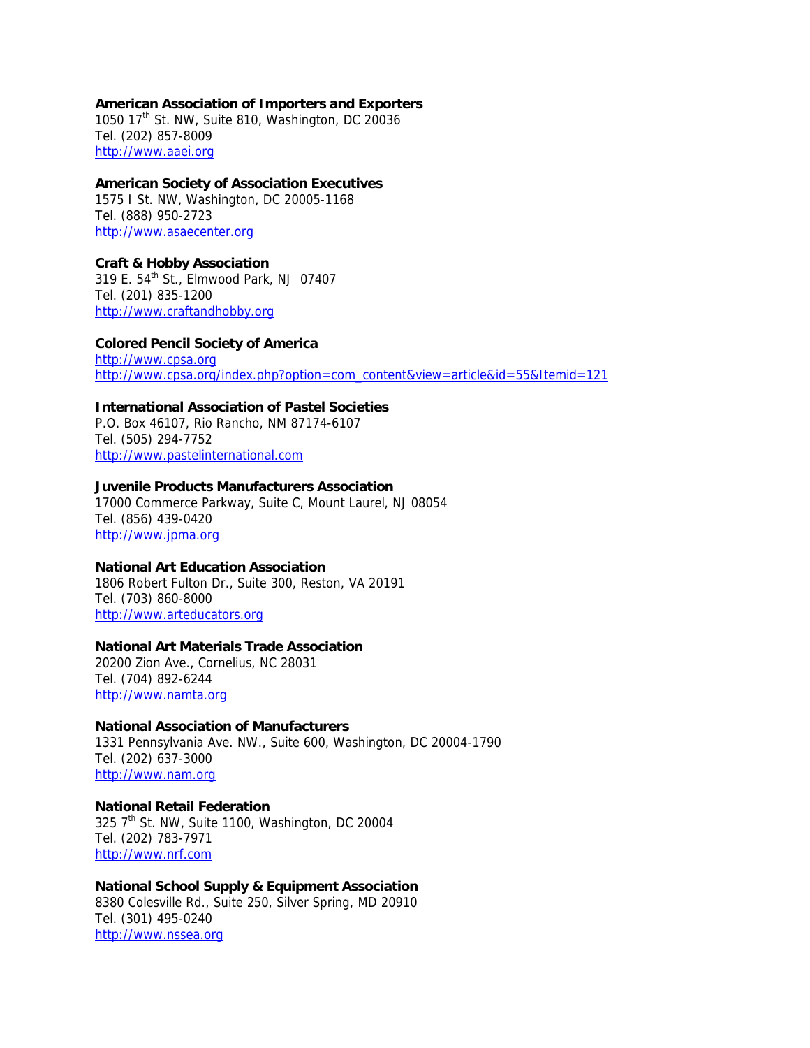**American Association of Importers and Exporters**
1050 17th St. NW, Suite 810, Washington, DC 20036
Tel. (202) 857-8009
http://www.aaei.org

**American Society of Association Executives**
1575 I St. NW, Washington, DC 20005-1168
Tel. (888) 950-2723
http://www.asaecenter.org

**Craft & Hobby Association**
319 E. 54th St., Elmwood Park, NJ 07407
Tel. (201) 835-1200
http://www.craftandhobby.org

**Colored Pencil Society of America**
http://www.cpsa.org
http://www.cpsa.org/index.php?option=com_content&view=article&id=55&Itemid=121

**International Association of Pastel Societies**
P.O. Box 46107, Rio Rancho, NM 87174-6107
Tel. (505) 294-7752
http://www.pastelinternational.com

**Juvenile Products Manufacturers Association**
17000 Commerce Parkway, Suite C, Mount Laurel, NJ 08054
Tel. (856) 439-0420
http://www.jpma.org

**National Art Education Association**
1806 Robert Fulton Dr., Suite 300, Reston, VA 20191
Tel. (703) 860-8000
http://www.arteducators.org

**National Art Materials Trade Association**
20200 Zion Ave., Cornelius, NC 28031
Tel. (704) 892-6244
http://www.namta.org

**National Association of Manufacturers**
1331 Pennsylvania Ave. NW., Suite 600, Washington, DC 20004-1790
Tel. (202) 637-3000
http://www.nam.org

**National Retail Federation**
325 7th St. NW, Suite 1100, Washington, DC 20004
Tel. (202) 783-7971
http://www.nrf.com

**National School Supply & Equipment Association**
8380 Colesville Rd., Suite 250, Silver Spring, MD 20910
Tel. (301) 495-0240
http://www.nssea.org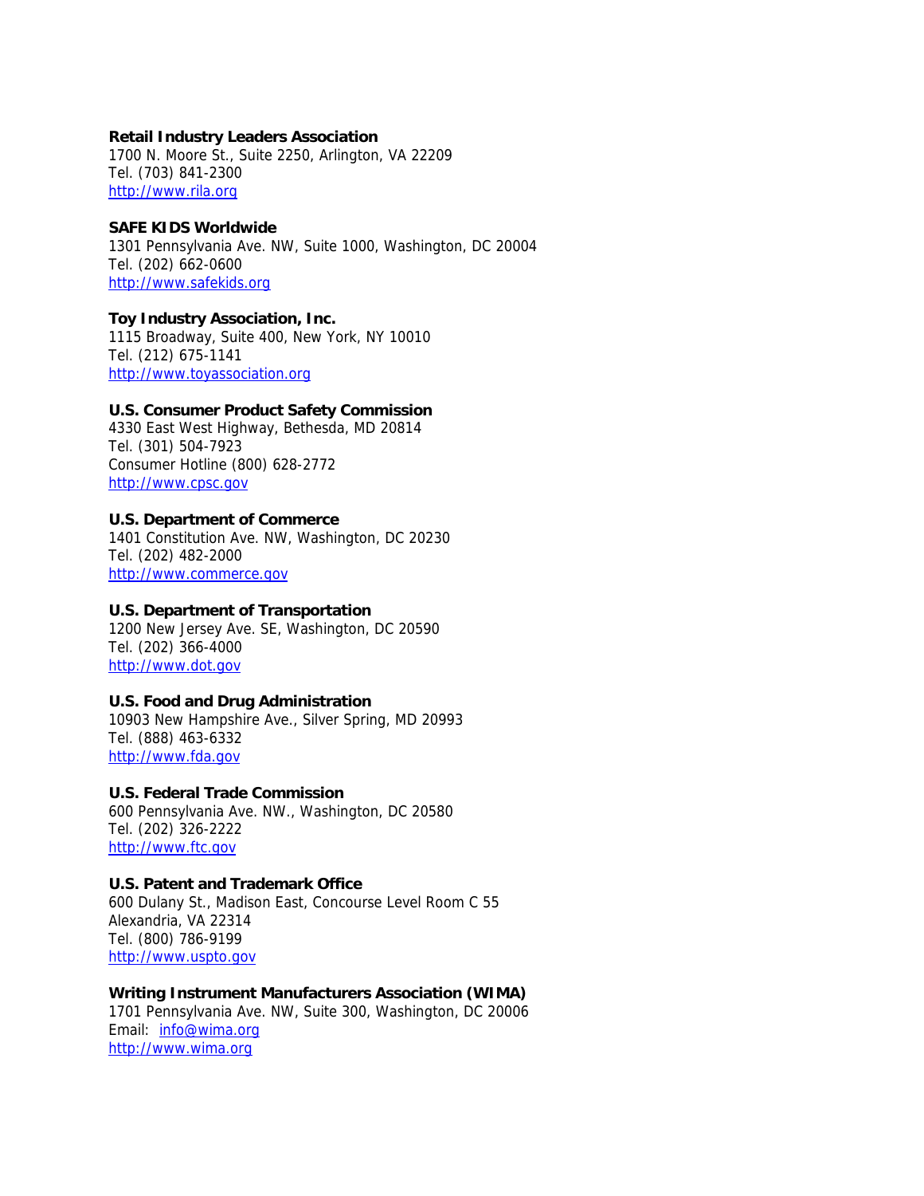**Retail Industry Leaders Association**
1700 N. Moore St., Suite 2250, Arlington, VA 22209
Tel. (703) 841-2300
http://www.rila.org

**SAFE KIDS Worldwide**
1301 Pennsylvania Ave. NW, Suite 1000, Washington, DC 20004
Tel. (202) 662-0600
http://www.safekids.org

**Toy Industry Association, Inc.**
1115 Broadway, Suite 400, New York, NY 10010
Tel. (212) 675-1141
http://www.toyassociation.org

**U.S. Consumer Product Safety Commission**
4330 East West Highway, Bethesda, MD 20814
Tel. (301) 504-7923
Consumer Hotline (800) 628-2772
http://www.cpsc.gov

**U.S. Department of Commerce**
1401 Constitution Ave. NW, Washington, DC 20230
Tel. (202) 482-2000
http://www.commerce.gov

**U.S. Department of Transportation**
1200 New Jersey Ave. SE, Washington, DC 20590
Tel. (202) 366-4000
http://www.dot.gov

**U.S. Food and Drug Administration**
10903 New Hampshire Ave., Silver Spring, MD 20993
Tel. (888) 463-6332
http://www.fda.gov

**U.S. Federal Trade Commission**
600 Pennsylvania Ave. NW., Washington, DC 20580
Tel. (202) 326-2222
http://www.ftc.gov

**U.S. Patent and Trademark Office**
600 Dulany St., Madison East, Concourse Level Room C 55
Alexandria, VA 22314
Tel. (800) 786-9199
http://www.uspto.gov

**Writing Instrument Manufacturers Association (WIMA)**
1701 Pennsylvania Ave. NW, Suite 300, Washington, DC 20006
Email: info@wima.org
http://www.wima.org